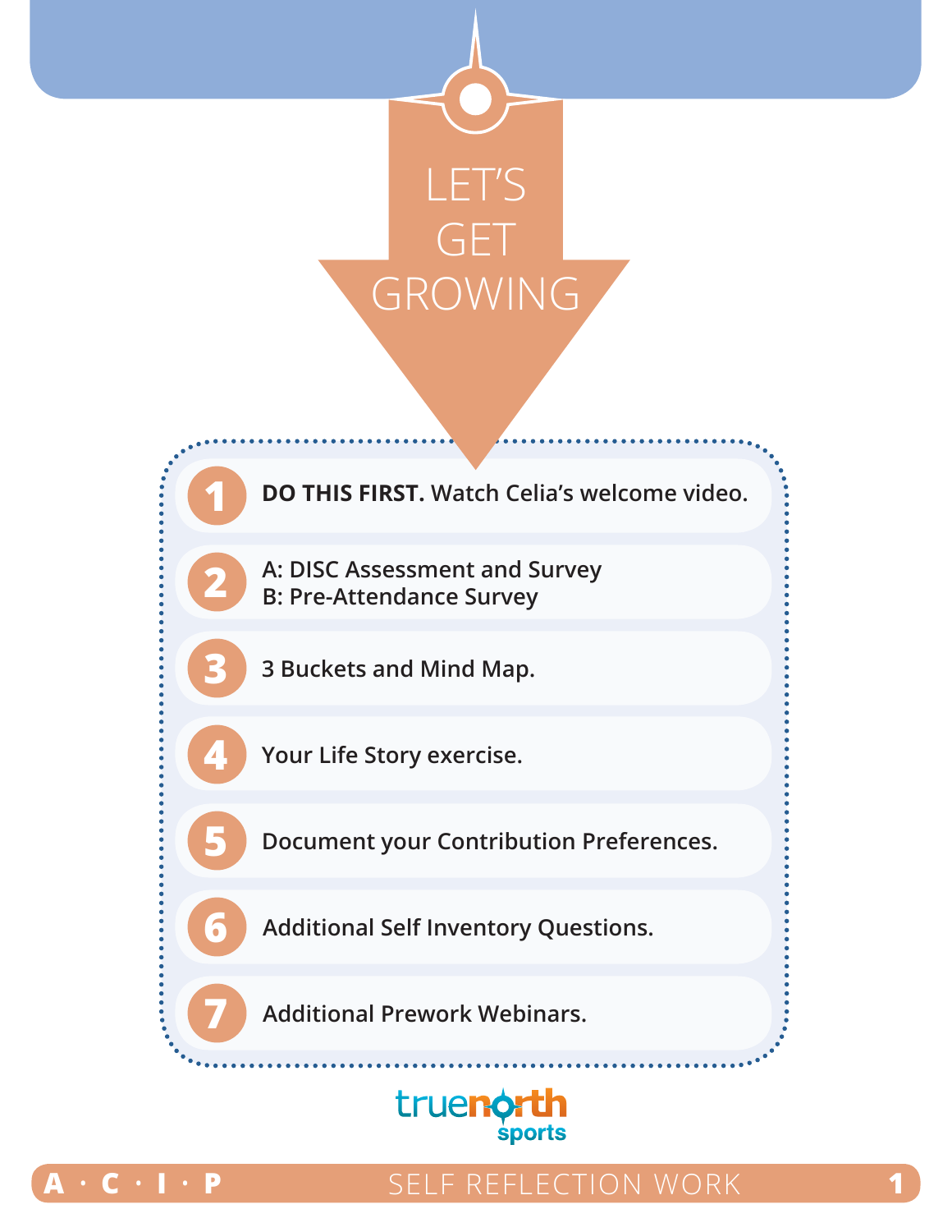# LET'S GET GROWING

1. **DO THIS FIRST.** Watch Celia's welcome video.
2. A: DISC Assessment and Survey
   B: Pre-Attendance Survey
3. 3 Buckets and Mind Map.
4. Your Life Story exercise.
5. Document your Contribution Preferences.
6. Additional Self Inventory Questions.
7. Additional Prework Webinars.

truenorth sports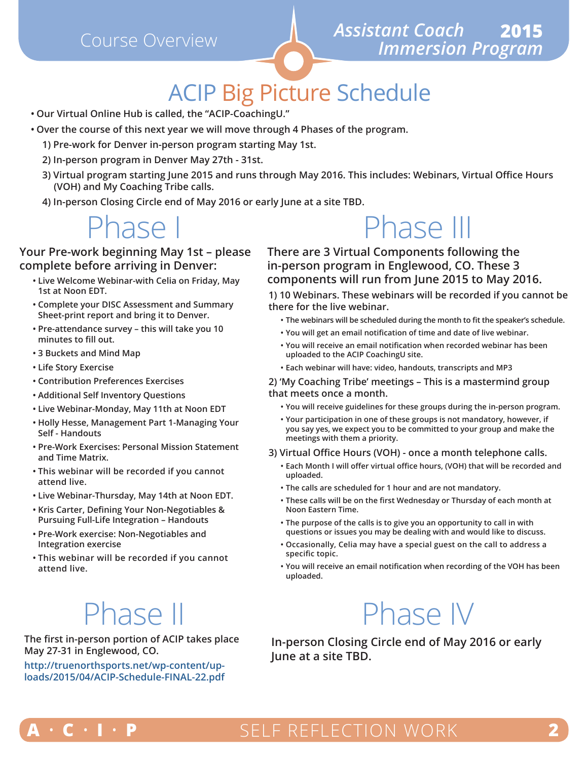# ACIP Big Picture Schedule

- Our Virtual Online Hub is called, the "ACIP-CoachingU."
- Over the course of this next year we will move through 4 Phases of the program.
  1) Pre-work for Denver in-person program starting May 1st.
  2) In-person program in Denver May 27th - 31st.
  3) Virtual program starting June 2015 and runs through May 2016. This includes: Webinars, Virtual Office Hours (VOH) and My Coaching Tribe calls.
  4) In-person Closing Circle end of May 2016 or early June at a site TBD.

## Phase I

**Your Pre-work beginning May 1st – please complete before arriving in Denver:**

- Live Welcome Webinar-with Celia on Friday, May 1st at Noon EDT.
- Complete your DISC Assessment and Summary Sheet-print report and bring it to Denver.
- Pre-attendance survey – this will take you 10 minutes to fill out.
- 3 Buckets and Mind Map
- Life Story Exercise
- Contribution Preferences Exercises
- Additional Self Inventory Questions
- Live Webinar-Monday, May 11th at Noon EDT
- Holly Hesse, Management Part 1-Managing Your Self - Handouts
- Pre-Work Exercises: Personal Mission Statement and Time Matrix.
- This webinar will be recorded if you cannot attend live.
- Live Webinar-Thursday, May 14th at Noon EDT.
- Kris Carter, Defining Your Non-Negotiables & Pursuing Full-Life Integration – Handouts
- Pre-Work exercise: Non-Negotiables and Integration exercise
- This webinar will be recorded if you cannot attend live.

## Phase II

**The first in-person portion of ACIP takes place May 27-31 in Englewood, CO.**

http://truenorthsports.net/wp-content/uploads/2015/04/ACIP-Schedule-FINAL-22.pdf

## Phase III

**There are 3 Virtual Components following the in-person program in Englewood, CO. These 3 components will run from June 2015 to May 2016.**

**1) 10 Webinars. These webinars will be recorded if you cannot be there for the live webinar.**

- The webinars will be scheduled during the month to fit the speaker's schedule.
- You will get an email notification of time and date of live webinar.
- You will receive an email notification when recorded webinar has been uploaded to the ACIP CoachingU site.
- Each webinar will have: video, handouts, transcripts and MP3

**2) 'My Coaching Tribe' meetings – This is a mastermind group that meets once a month.**

- You will receive guidelines for these groups during the in-person program.
- Your participation in one of these groups is not mandatory, however, if you say yes, we expect you to be committed to your group and make the meetings with them a priority.

**3) Virtual Office Hours (VOH) - once a month telephone calls.**

- Each Month I will offer virtual office hours, (VOH) that will be recorded and uploaded.
- The calls are scheduled for 1 hour and are not mandatory.
- These calls will be on the first Wednesday or Thursday of each month at Noon Eastern Time.
- The purpose of the calls is to give you an opportunity to call in with questions or issues you may be dealing with and would like to discuss.
- Occasionally, Celia may have a special guest on the call to address a specific topic.
- You will receive an email notification when recording of the VOH has been uploaded.

## Phase IV

**In-person Closing Circle end of May 2016 or early June at a site TBD.**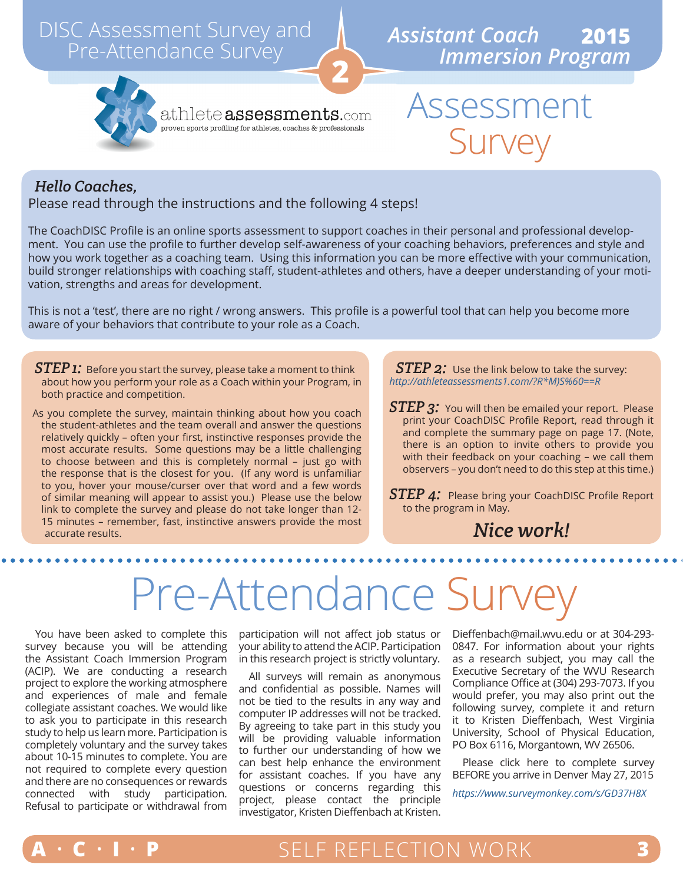# DISC Assessment Survey and Pre-Attendance Survey

**Assistant Coach Immersion Program 2015**

athleteassessments.com
proven sports profiling for athletes, coaches & professionals

## Assessment Survey

***Hello Coaches,***
Please read through the instructions and the following 4 steps!

The CoachDISC Profile is an online sports assessment to support coaches in their personal and professional development. You can use the profile to further develop self-awareness of your coaching behaviors, preferences and style and how you work together as a coaching team. Using this information you can be more effective with your communication, build stronger relationships with coaching staff, student-athletes and others, have a deeper understanding of your motivation, strengths and areas for development.

This is not a 'test', there are no right / wrong answers. This profile is a powerful tool that can help you become more aware of your behaviors that contribute to your role as a Coach.

***STEP 1:*** Before you start the survey, please take a moment to think about how you perform your role as a Coach within your Program, in both practice and competition.

As you complete the survey, maintain thinking about how you coach the student-athletes and the team overall and answer the questions relatively quickly – often your first, instinctive responses provide the most accurate results. Some questions may be a little challenging to choose between and this is completely normal – just go with the response that is the closest for you. (If any word is unfamiliar to you, hover your mouse/curser over that word and a few words of similar meaning will appear to assist you.) Please use the below link to complete the survey and please do not take longer than 12-15 minutes – remember, fast, instinctive answers provide the most accurate results.

***STEP 2:*** Use the link below to take the survey:
*http://athleteassessments1.com/?R*M)S%60==R*

***STEP 3:*** You will then be emailed your report. Please print your CoachDISC Profile Report, read through it and complete the summary page on page 17. (Note, there is an option to invite others to provide you with their feedback on your coaching – we call them observers – you don't need to do this step at this time.)

***STEP 4:*** Please bring your CoachDISC Profile Report to the program in May.

***Nice work!***

## Pre-Attendance Survey

You have been asked to complete this survey because you will be attending the Assistant Coach Immersion Program (ACIP). We are conducting a research project to explore the working atmosphere and experiences of male and female collegiate assistant coaches. We would like to ask you to participate in this research study to help us learn more. Participation is completely voluntary and the survey takes about 10-15 minutes to complete. You are not required to complete every question and there are no consequences or rewards connected with study participation. Refusal to participate or withdrawal from participation will not affect job status or your ability to attend the ACIP. Participation in this research project is strictly voluntary.

All surveys will remain as anonymous and confidential as possible. Names will not be tied to the results in any way and computer IP addresses will not be tracked. By agreeing to take part in this study you will be providing valuable information to further our understanding of how we can best help enhance the environment for assistant coaches. If you have any questions or concerns regarding this project, please contact the principle investigator, Kristen Dieffenbach at Kristen.Dieffenbach@mail.wvu.edu or at 304-293-0847. For information about your rights as a research subject, you may call the Executive Secretary of the WVU Research Compliance Office at (304) 293-7073. If you would prefer, you may also print out the following survey, complete it and return it to Kristen Dieffenbach, West Virginia University, School of Physical Education, PO Box 6116, Morgantown, WV 26506.

Please click here to complete survey BEFORE you arrive in Denver May 27, 2015

*https://www.surveymonkey.com/s/GD37H8X*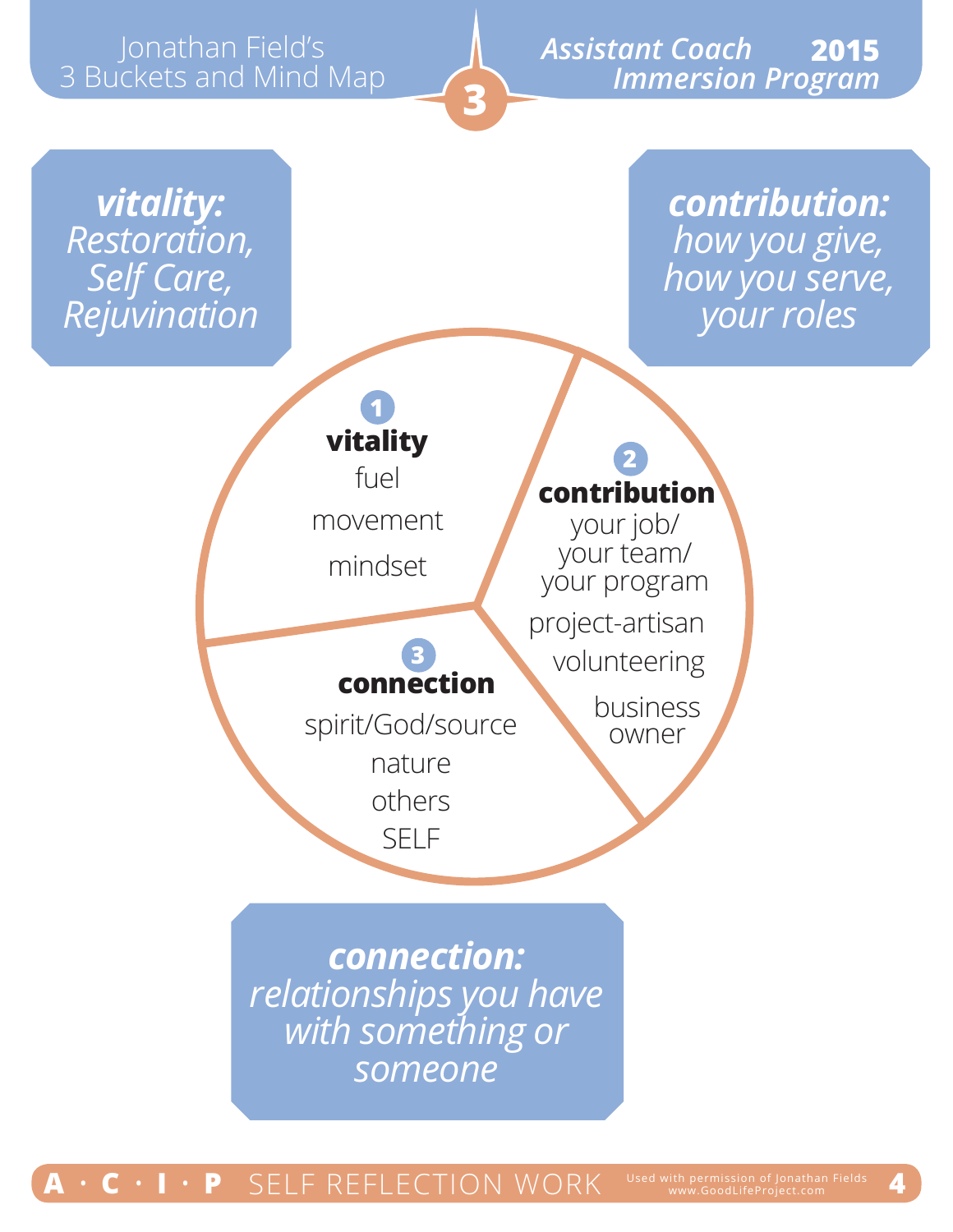# Jonathan Field's 3 Buckets and Mind Map

*Assistant Coach Immersion Program* **2015**

**3**

***vitality:***
*Restoration, Self Care, Rejuvination*

***contribution:***
*how you give, how you serve, your roles*

**1 vitality**
- fuel
- movement
- mindset

**2 contribution**
- your job/ your team/ your program
- project-artisan
- volunteering
- business owner

**3 connection**
- spirit/God/source
- nature
- others
- SELF

***connection:***
*relationships you have with something or someone*

**A · C · I · P** SELF REFLECTION WORK

Used with permission of Jonathan Fields
www.GoodLifeProject.com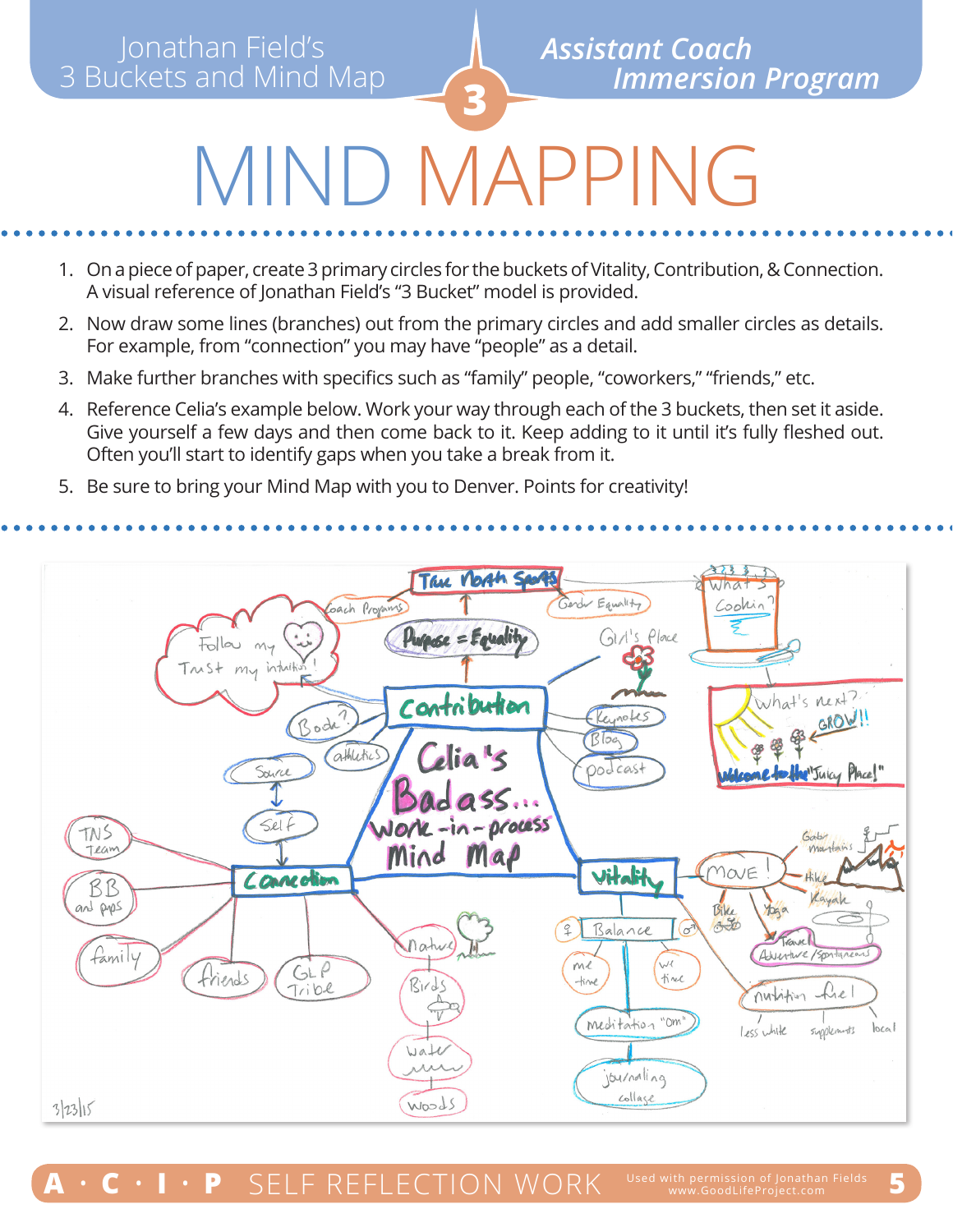# MIND MAPPING

1. On a piece of paper, create 3 primary circles for the buckets of Vitality, Contribution, & Connection. A visual reference of Jonathan Field's "3 Bucket" model is provided.
2. Now draw some lines (branches) out from the primary circles and add smaller circles as details. For example, from "connection" you may have "people" as a detail.
3. Make further branches with specifics such as "family" people, "coworkers," "friends," etc.
4. Reference Celia's example below. Work your way through each of the 3 buckets, then set it aside. Give yourself a few days and then come back to it. Keep adding to it until it's fully fleshed out. Often you'll start to identify gaps when you take a break from it.
5. Be sure to bring your Mind Map with you to Denver. Points for creativity!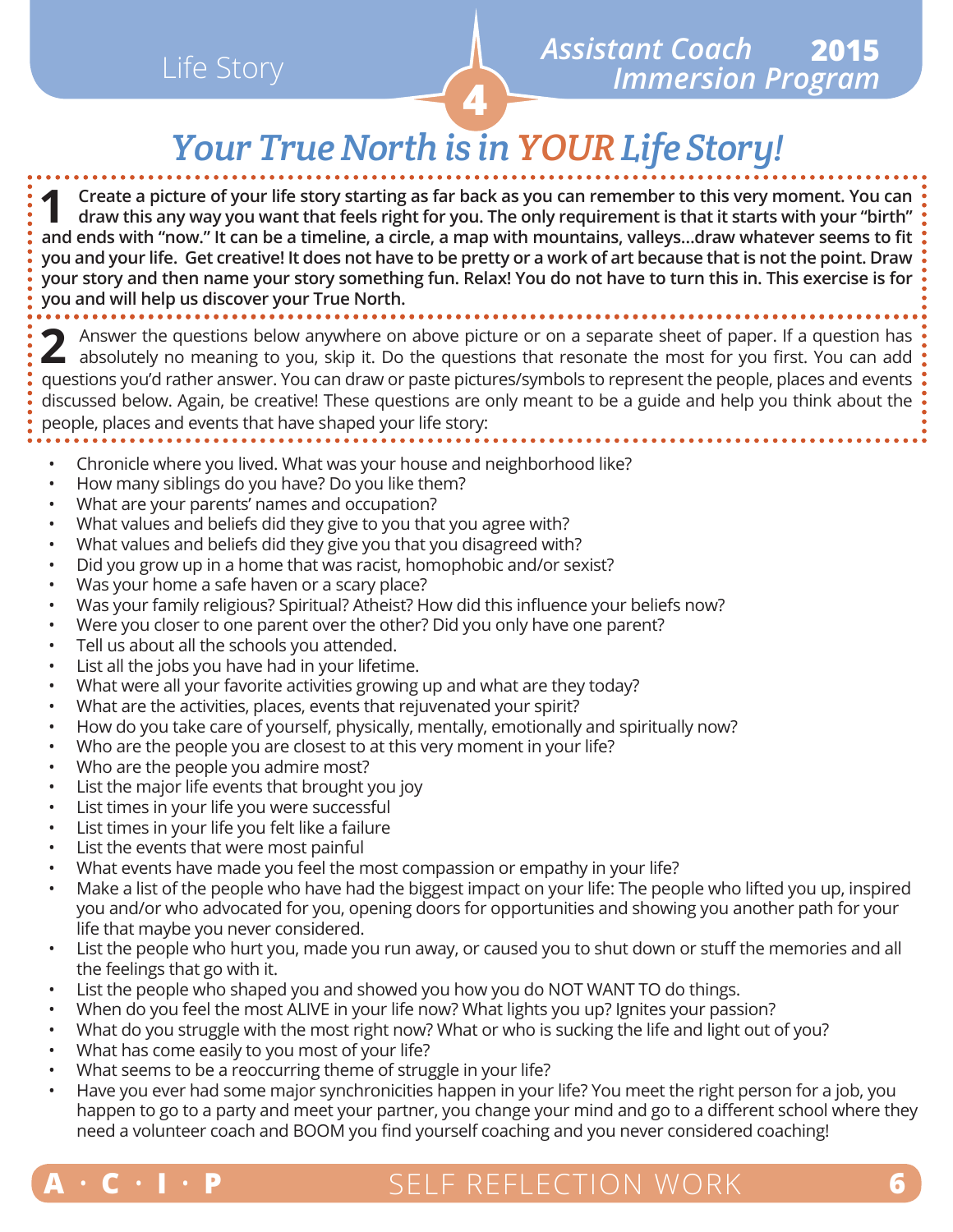# Your True North is in YOUR Life Story!

**1** **Create a picture of your life story starting as far back as you can remember to this very moment. You can draw this any way you want that feels right for you. The only requirement is that it starts with your "birth" and ends with "now." It can be a timeline, a circle, a map with mountains, valleys...draw whatever seems to fit you and your life. Get creative! It does not have to be pretty or a work of art because that is not the point. Draw your story and then name your story something fun. Relax! You do not have to turn this in. This exercise is for you and will help us discover your True North.**

**2** Answer the questions below anywhere on above picture or on a separate sheet of paper. If a question has absolutely no meaning to you, skip it. Do the questions that resonate the most for you first. You can add questions you'd rather answer. You can draw or paste pictures/symbols to represent the people, places and events discussed below. Again, be creative! These questions are only meant to be a guide and help you think about the people, places and events that have shaped your life story:

- Chronicle where you lived. What was your house and neighborhood like?
- How many siblings do you have? Do you like them?
- What are your parents' names and occupation?
- What values and beliefs did they give to you that you agree with?
- What values and beliefs did they give you that you disagreed with?
- Did you grow up in a home that was racist, homophobic and/or sexist?
- Was your home a safe haven or a scary place?
- Was your family religious? Spiritual? Atheist? How did this influence your beliefs now?
- Were you closer to one parent over the other? Did you only have one parent?
- Tell us about all the schools you attended.
- List all the jobs you have had in your lifetime.
- What were all your favorite activities growing up and what are they today?
- What are the activities, places, events that rejuvenated your spirit?
- How do you take care of yourself, physically, mentally, emotionally and spiritually now?
- Who are the people you are closest to at this very moment in your life?
- Who are the people you admire most?
- List the major life events that brought you joy
- List times in your life you were successful
- List times in your life you felt like a failure
- List the events that were most painful
- What events have made you feel the most compassion or empathy in your life?
- Make a list of the people who have had the biggest impact on your life: The people who lifted you up, inspired you and/or who advocated for you, opening doors for opportunities and showing you another path for your life that maybe you never considered.
- List the people who hurt you, made you run away, or caused you to shut down or stuff the memories and all the feelings that go with it.
- List the people who shaped you and showed you how you do NOT WANT TO do things.
- When do you feel the most ALIVE in your life now? What lights you up? Ignites your passion?
- What do you struggle with the most right now? What or who is sucking the life and light out of you?
- What has come easily to you most of your life?
- What seems to be a reoccurring theme of struggle in your life?
- Have you ever had some major synchronicities happen in your life? You meet the right person for a job, you happen to go to a party and meet your partner, you change your mind and go to a different school where they need a volunteer coach and BOOM you find yourself coaching and you never considered coaching!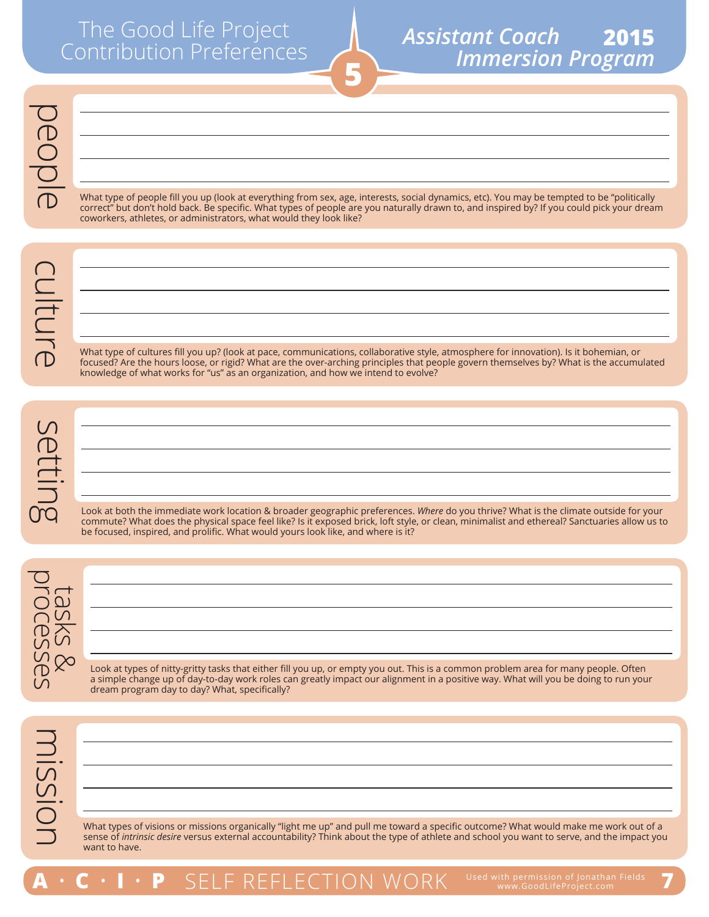# The Good Life Project Contribution Preferences

## 5

## Assistant Coach Immersion Program 2015

### people

What type of people fill you up (look at everything from sex, age, interests, social dynamics, etc). You may be tempted to be "politically correct" but don't hold back. Be specific. What types of people are you naturally drawn to, and inspired by? If you could pick your dream coworkers, athletes, or administrators, what would they look like?

### culture

What type of cultures fill you up? (look at pace, communications, collaborative style, atmosphere for innovation). Is it bohemian, or focused? Are the hours loose, or rigid? What are the over-arching principles that people govern themselves by? What is the accumulated knowledge of what works for "us" as an organization, and how we intend to evolve?

### setting

Look at both the immediate work location & broader geographic preferences. *Where* do you thrive? What is the climate outside for your commute? What does the physical space feel like? Is it exposed brick, loft style, or clean, minimalist and ethereal? Sanctuaries allow us to be focused, inspired, and prolific. What would yours look like, and where is it?

### tasks & processes

Look at types of nitty-gritty tasks that either fill you up, or empty you out. This is a common problem area for many people. Often a simple change up of day-to-day work roles can greatly impact our alignment in a positive way. What will you be doing to run your dream program day to day? What, specifically?

### mission

What types of visions or missions organically "light me up" and pull me toward a specific outcome? What would make me work out of a sense of *intrinsic desire* versus external accountability? Think about the type of athlete and school you want to serve, and the impact you want to have.

A · C · I · P SELF REFLECTION WORK

Used with permission of Jonathan Fields www.GoodLifeProject.com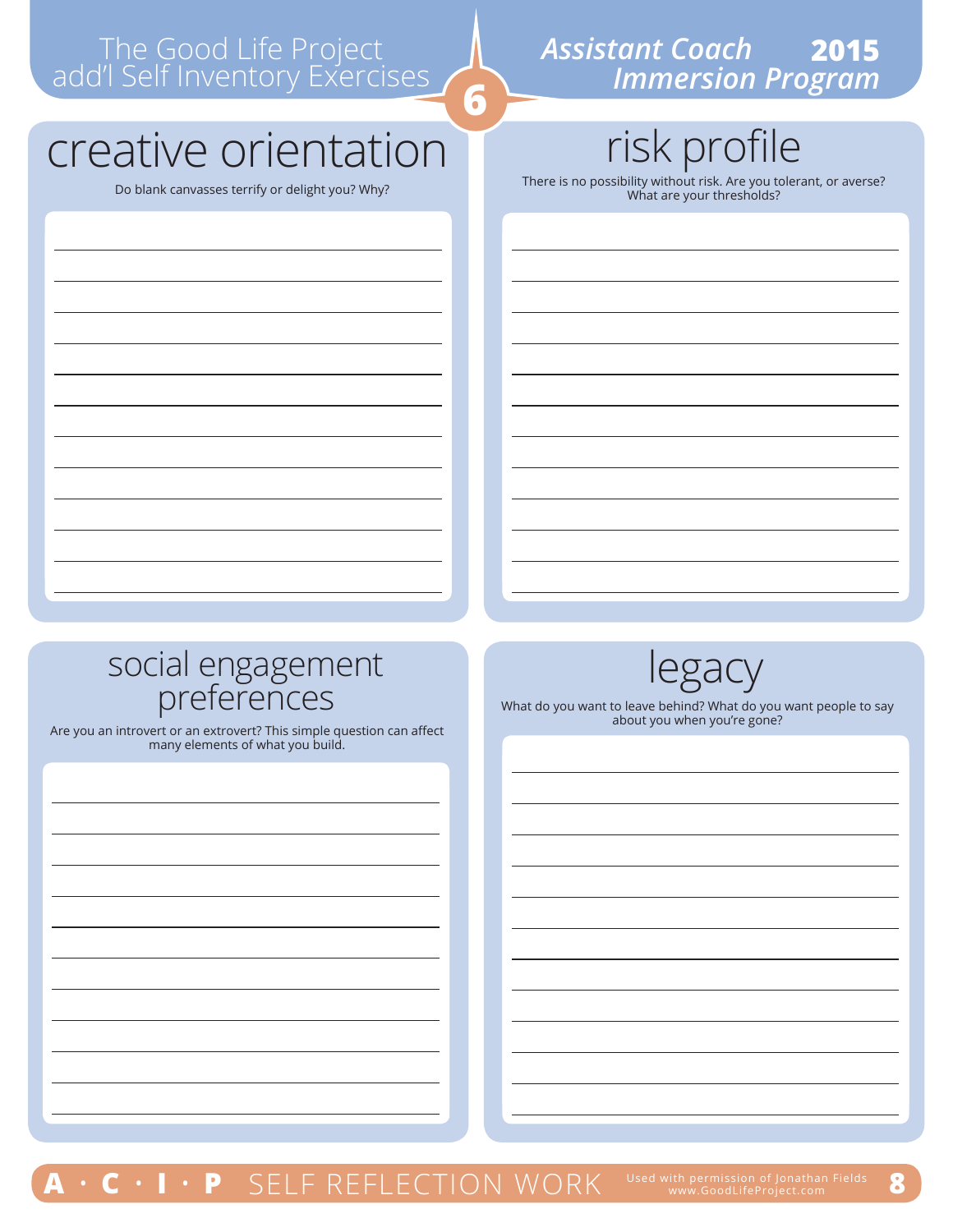# creative orientation

Do blank canvasses terrify or delight you? Why?

# risk profile

There is no possibility without risk. Are you tolerant, or averse? What are your thresholds?

# social engagement preferences

Are you an introvert or an extrovert? This simple question can affect many elements of what you build.

# legacy

What do you want to leave behind? What do you want people to say about you when you're gone?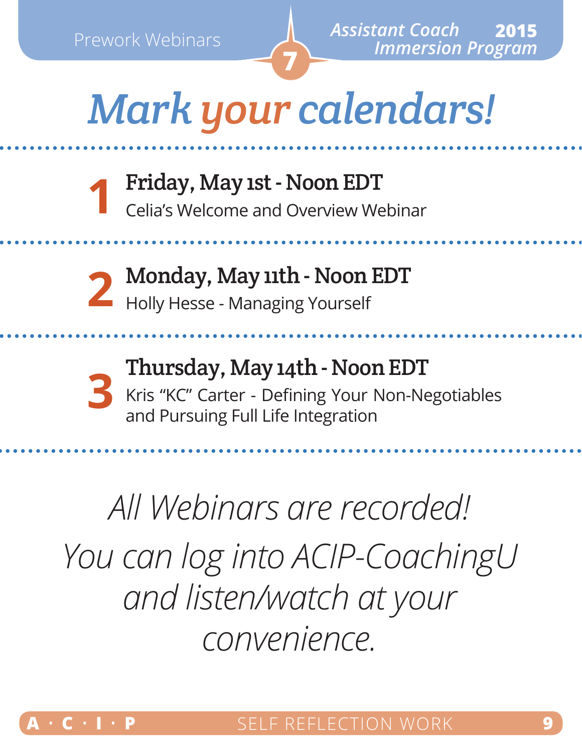# *Mark your calendars!*

**1** **Friday, May 1st - Noon EDT**
Celia's Welcome and Overview Webinar

**2** **Monday, May 11th - Noon EDT**
Holly Hesse - Managing Yourself

**3** **Thursday, May 14th - Noon EDT**
Kris "KC" Carter - Defining Your Non-Negotiables and Pursuing Full Life Integration

*All Webinars are recorded!*

*You can log into ACIP-CoachingU and listen/watch at your convenience.*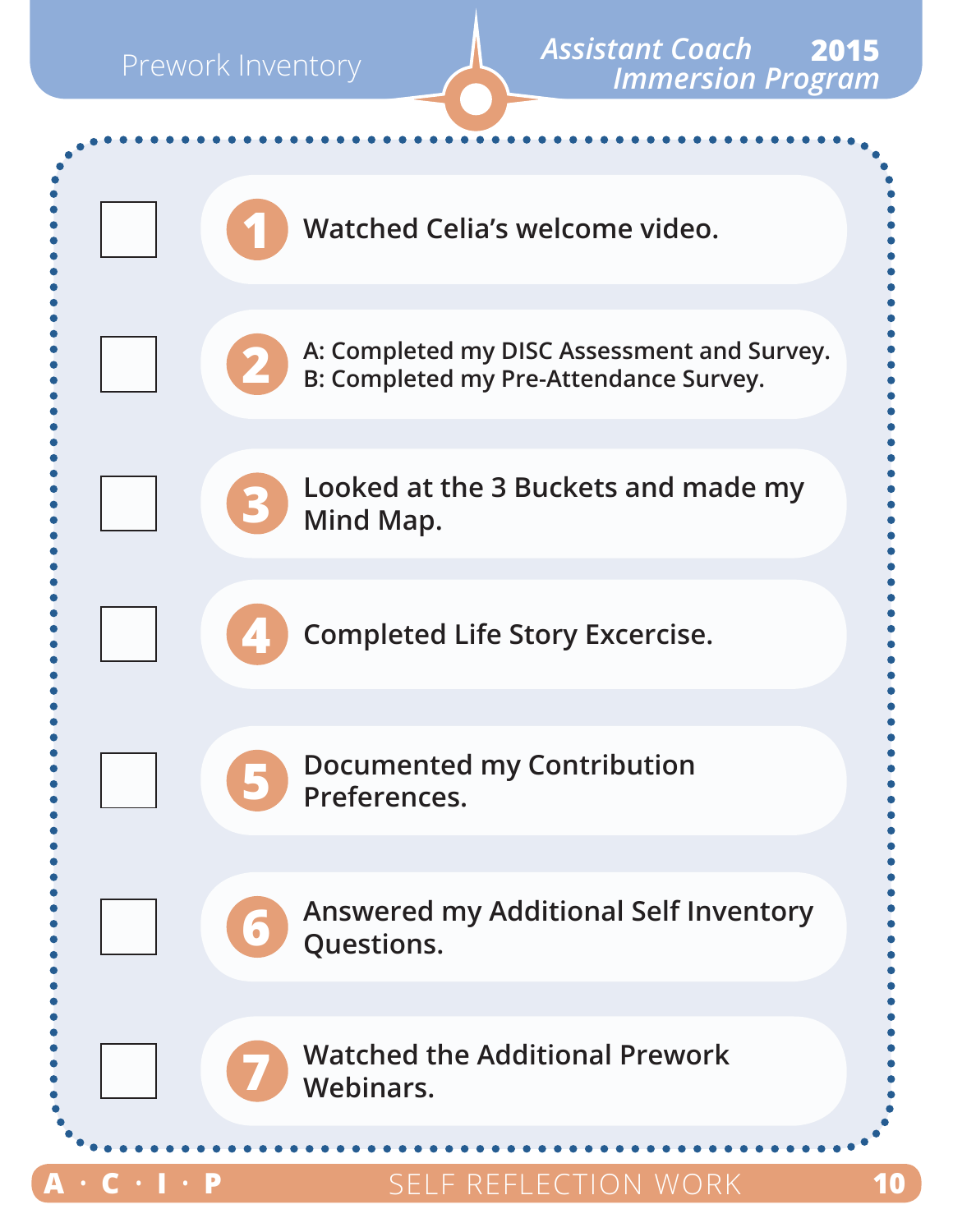# Prework Inventory

- [ ] **1** Watched Celia's welcome video.
- [ ] **2** A: Completed my DISC Assessment and Survey.
  B: Completed my Pre-Attendance Survey.
- [ ] **3** Looked at the 3 Buckets and made my Mind Map.
- [ ] **4** Completed Life Story Excercise.
- [ ] **5** Documented my Contribution Preferences.
- [ ] **6** Answered my Additional Self Inventory Questions.
- [ ] **7** Watched the Additional Prework Webinars.